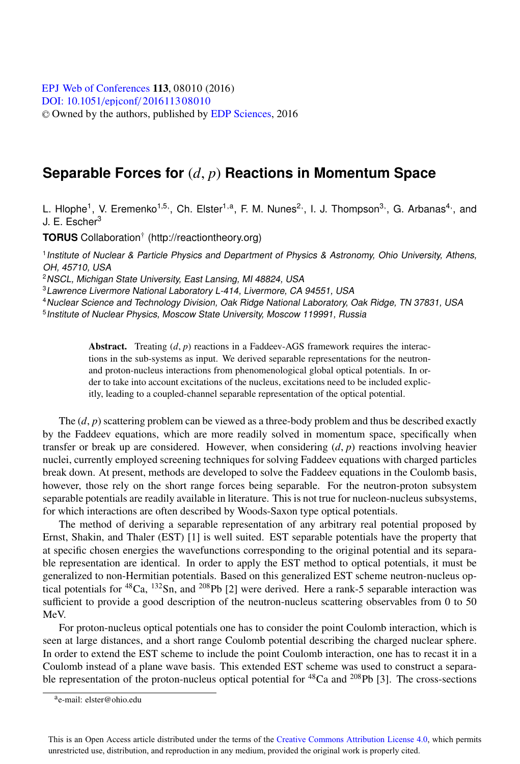# Separable Forces for $(d, p)$ Reactions in Momentum Space

L. Hlophe[1], V. Eremenko[1,5,], Ch. Elster[1,a], F. M. Nunes[2,], I. J. Thompson[3,], G. Arbanas[4,], and J. E. Escher[3]

**TORUS** Collaboration[†] (http://reactiontheory.org)

[1] *Institute of Nuclear & Particle Physics and Department of Physics & Astronomy, Ohio University, Athens, OH, 45710, USA*

[2] *NSCL, Michigan State University, East Lansing, MI 48824, USA*

[3] *Lawrence Livermore National Laboratory L-414, Livermore, CA 94551, USA*

[4] *Nuclear Science and Technology Division, Oak Ridge National Laboratory, Oak Ridge, TN 37831, USA*

[5] *Institute of Nuclear Physics, Moscow State University, Moscow 119991, Russia*

**Abstract.** Treating $(d, p)$ reactions in a Faddeev-AGS framework requires the interactions in the sub-systems as input. We derived separable representations for the neutron- and proton-nucleus interactions from phenomenological global optical potentials. In order to take into account excitations of the nucleus, excitations need to be included explicitly, leading to a coupled-channel separable representation of the optical potential.

The $(d, p)$ scattering problem can be viewed as a three-body problem and thus be described exactly by the Faddeev equations, which are more readily solved in momentum space, specifically when transfer or break up are considered. However, when considering $(d, p)$ reactions involving heavier nuclei, currently employed screening techniques for solving Faddeev equations with charged particles break down. At present, methods are developed to solve the Faddeev equations in the Coulomb basis, however, those rely on the short range forces being separable. For the neutron-proton subsystem separable potentials are readily available in literature. This is not true for nucleon-nucleus subsystems, for which interactions are often described by Woods-Saxon type optical potentials.

The method of deriving a separable representation of any arbitrary real potential proposed by Ernst, Shakin, and Thaler (EST) [1] is well suited. EST separable potentials have the property that at specific chosen energies the wavefunctions corresponding to the original potential and its separable representation are identical. In order to apply the EST method to optical potentials, it must be generalized to non-Hermitian potentials. Based on this generalized EST scheme neutron-nucleus optical potentials for $^{48}$Ca, $^{132}$Sn, and $^{208}$Pb [2] were derived. Here a rank-5 separable interaction was sufficient to provide a good description of the neutron-nucleus scattering observables from 0 to 50 MeV.

For proton-nucleus optical potentials one has to consider the point Coulomb interaction, which is seen at large distances, and a short range Coulomb potential describing the charged nuclear sphere. In order to extend the EST scheme to include the point Coulomb interaction, one has to recast it in a Coulomb instead of a plane wave basis. This extended EST scheme was used to construct a separable representation of the proton-nucleus optical potential for $^{48}$Ca and $^{208}$Pb [3]. The cross-sections

[a] e-mail: elster@ohio.edu

This is an Open Access article distributed under the terms of the Creative Commons Attribution License 4.0, which permits unrestricted use, distribution, and reproduction in any medium, provided the original work is properly cited.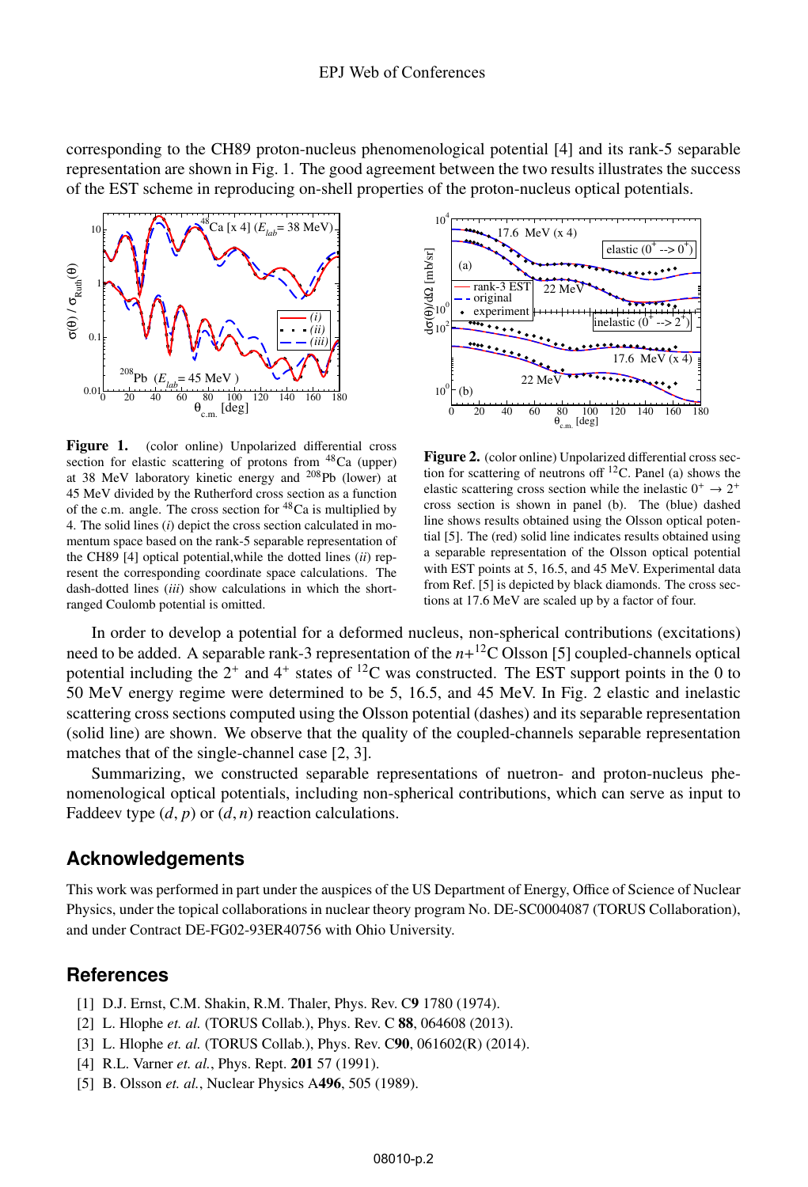corresponding to the CH89 proton-nucleus phenomenological potential [4] and its rank-5 separable representation are shown in Fig. 1. The good agreement between the two results illustrates the success of the EST scheme in reproducing on-shell properties of the proton-nucleus optical potentials.

$^{48}$Ca [x 4] ($E_{lab}$= 38 MeV)

$^{208}$Pb ($E_{lab}$= 45 MeV )

(i)
(ii)
(iii)

$\sigma(\theta) / \sigma_{\mathrm{Ruth}}(\theta)$

$\theta_{\mathrm{c.m.}}$ [deg]

**Figure 1.** (color online) Unpolarized differential cross section for elastic scattering of protons from $^{48}$Ca (upper) at 38 MeV laboratory kinetic energy and $^{208}$Pb (lower) at 45 MeV divided by the Rutherford cross section as a function of the c.m. angle. The cross section for $^{48}$Ca is multiplied by 4. The solid lines (*i*) depict the cross section calculated in momentum space based on the rank-5 separable representation of the CH89 [4] optical potential,while the dotted lines (*ii*) represent the corresponding coordinate space calculations. The dash-dotted lines (*iii*) show calculations in which the short-ranged Coulomb potential is omitted.

17.6 MeV (x 4)

elastic ($0^+$ --> $0^+$)

(a)

rank-3 EST
original
experiment

22 MeV

inelastic ($0^+$ --> $2^+$)

17.6 MeV (x 4)

22 MeV

(b)

$d\sigma(\theta)/d\Omega$ [mb/sr]

$\theta_{\mathrm{c.m.}}$ [deg]

**Figure 2.** (color online) Unpolarized differential cross section for scattering of neutrons off $^{12}$C. Panel (a) shows the elastic scattering cross section while the inelastic $0^+ \rightarrow 2^+$ cross section is shown in panel (b). The (blue) dashed line shows results obtained using the Olsson optical potential [5]. The (red) solid line indicates results obtained using a separable representation of the Olsson optical potential with EST points at 5, 16.5, and 45 MeV. Experimental data from Ref. [5] is depicted by black diamonds. The cross sections at 17.6 MeV are scaled up by a factor of four.

In order to develop a potential for a deformed nucleus, non-spherical contributions (excitations) need to be added. A separable rank-3 representation of the $n$+$^{12}$C Olsson [5] coupled-channels optical potential including the $2^+$ and $4^+$ states of $^{12}$C was constructed. The EST support points in the 0 to 50 MeV energy regime were determined to be 5, 16.5, and 45 MeV. In Fig. 2 elastic and inelastic scattering cross sections computed using the Olsson potential (dashes) and its separable representation (solid line) are shown. We observe that the quality of the coupled-channels separable representation matches that of the single-channel case [2, 3].

Summarizing, we constructed separable representations of nuetron- and proton-nucleus phenomenological optical potentials, including non-spherical contributions, which can serve as input to Faddeev type $(d, p)$ or $(d, n)$ reaction calculations.

## Acknowledgements

This work was performed in part under the auspices of the US Department of Energy, Office of Science of Nuclear Physics, under the topical collaborations in nuclear theory program No. DE-SC0004087 (TORUS Collaboration), and under Contract DE-FG02-93ER40756 with Ohio University.

## References

[1] D.J. Ernst, C.M. Shakin, R.M. Thaler, Phys. Rev. **C9** 1780 (1974).

[2] L. Hlophe *et. al.* (TORUS Collab.), Phys. Rev. C **88**, 064608 (2013).

[3] L. Hlophe *et. al.* (TORUS Collab.), Phys. Rev. C**90**, 061602(R) (2014).

[4] R.L. Varner *et. al.*, Phys. Rept. **201** 57 (1991).

[5] B. Olsson *et. al.*, Nuclear Physics A**496**, 505 (1989).